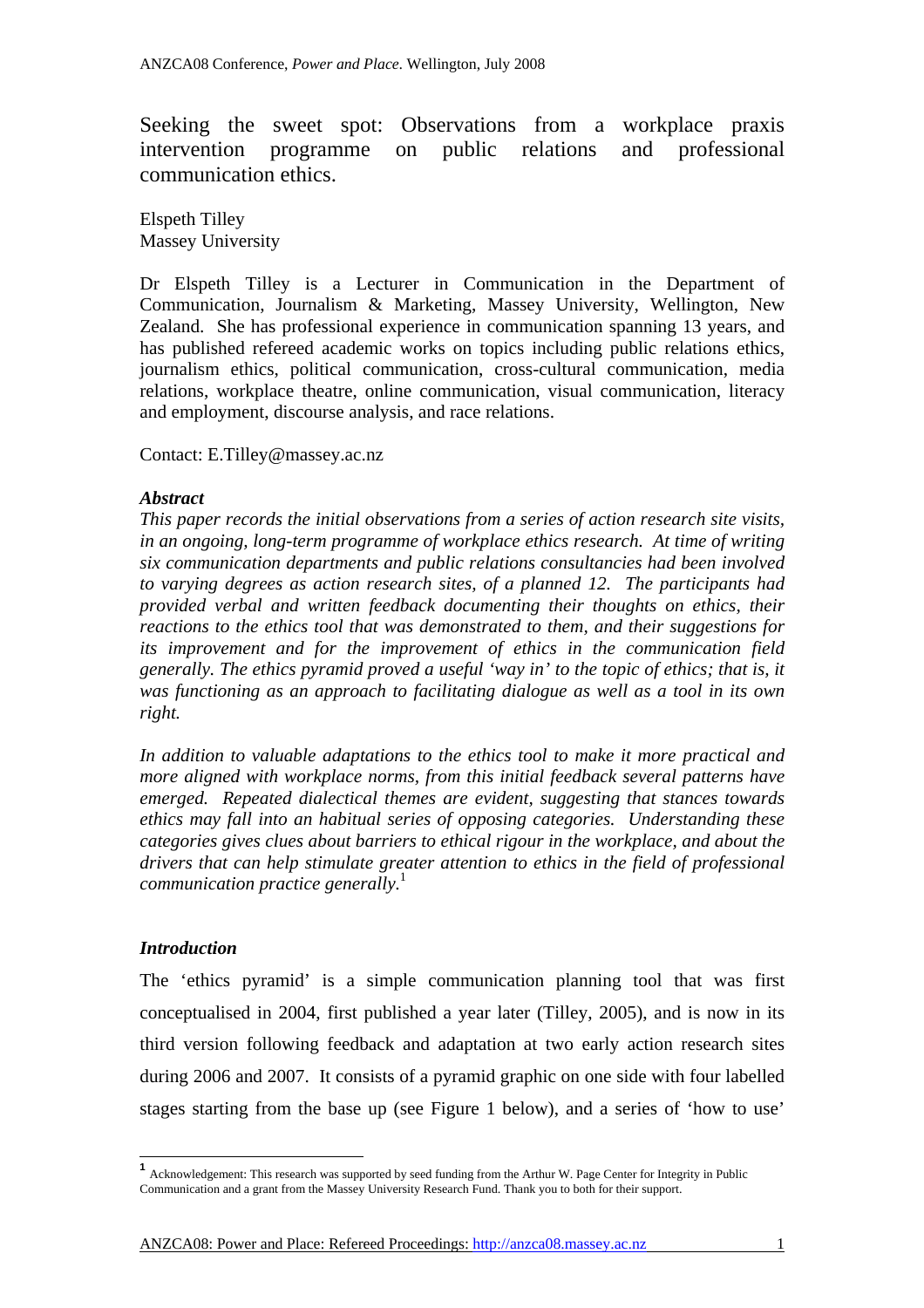# Seeking the sweet spot: Observations from a workplace praxis intervention programme on public relations and professional communication ethics.

Elspeth Tilley
Massey University

Dr Elspeth Tilley is a Lecturer in Communication in the Department of Communication, Journalism & Marketing, Massey University, Wellington, New Zealand. She has professional experience in communication spanning 13 years, and has published refereed academic works on topics including public relations ethics, journalism ethics, political communication, cross-cultural communication, media relations, workplace theatre, online communication, visual communication, literacy and employment, discourse analysis, and race relations.

Contact: E.Tilley@massey.ac.nz

### *Abstract*

*This paper records the initial observations from a series of action research site visits, in an ongoing, long-term programme of workplace ethics research. At time of writing six communication departments and public relations consultancies had been involved to varying degrees as action research sites, of a planned 12. The participants had provided verbal and written feedback documenting their thoughts on ethics, their reactions to the ethics tool that was demonstrated to them, and their suggestions for its improvement and for the improvement of ethics in the communication field generally. The ethics pyramid proved a useful 'way in' to the topic of ethics; that is, it was functioning as an approach to facilitating dialogue as well as a tool in its own right.*

*In addition to valuable adaptations to the ethics tool to make it more practical and more aligned with workplace norms, from this initial feedback several patterns have emerged. Repeated dialectical themes are evident, suggesting that stances towards ethics may fall into an habitual series of opposing categories. Understanding these categories gives clues about barriers to ethical rigour in the workplace, and about the drivers that can help stimulate greater attention to ethics in the field of professional communication practice generally.*[1]

### *Introduction*

The 'ethics pyramid' is a simple communication planning tool that was first conceptualised in 2004, first published a year later (Tilley, 2005), and is now in its third version following feedback and adaptation at two early action research sites during 2006 and 2007. It consists of a pyramid graphic on one side with four labelled stages starting from the base up (see Figure 1 below), and a series of 'how to use'

[1] Acknowledgement: This research was supported by seed funding from the Arthur W. Page Center for Integrity in Public Communication and a grant from the Massey University Research Fund. Thank you to both for their support.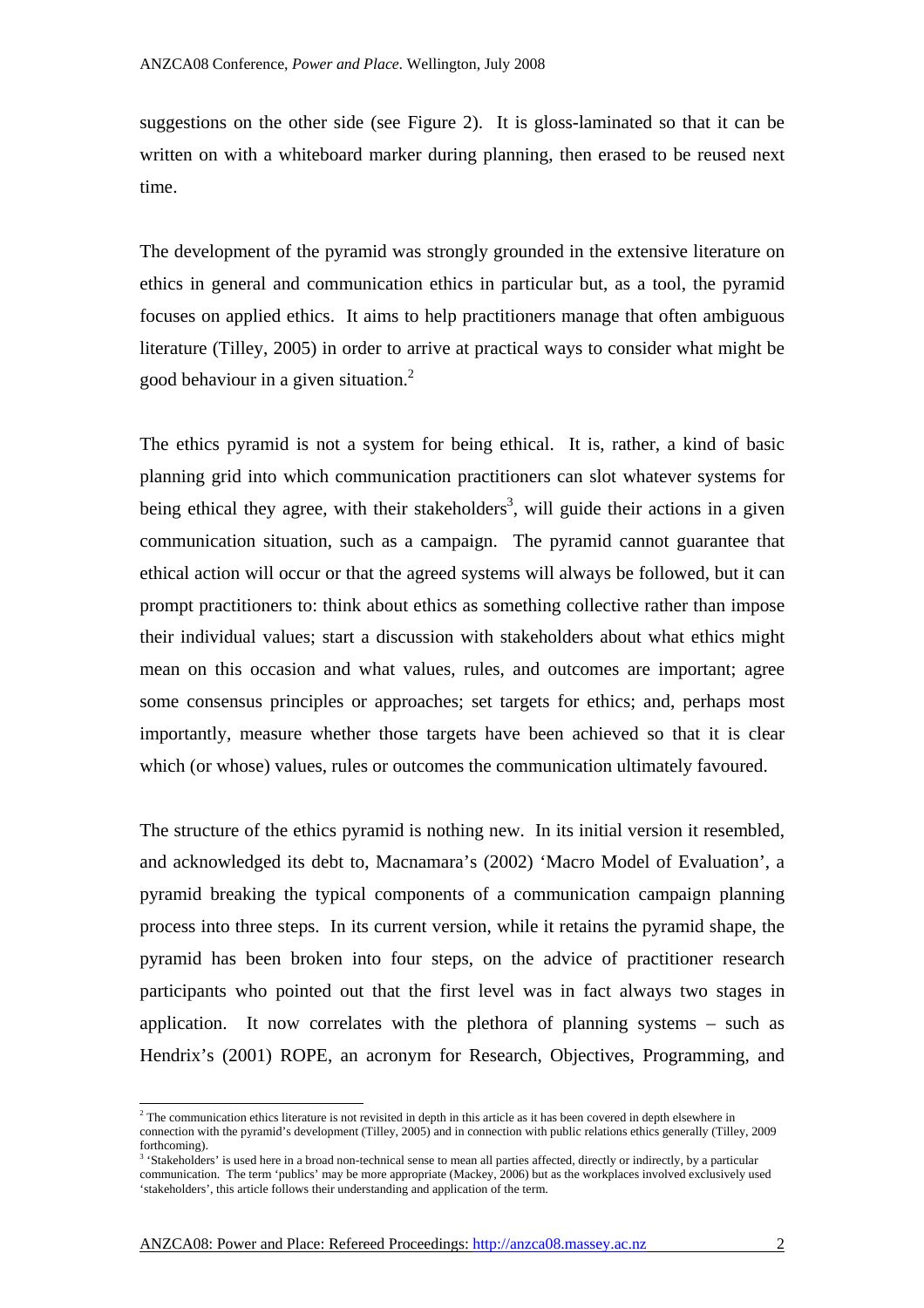suggestions on the other side (see Figure 2). It is gloss-laminated so that it can be written on with a whiteboard marker during planning, then erased to be reused next time.

The development of the pyramid was strongly grounded in the extensive literature on ethics in general and communication ethics in particular but, as a tool, the pyramid focuses on applied ethics. It aims to help practitioners manage that often ambiguous literature (Tilley, 2005) in order to arrive at practical ways to consider what might be good behaviour in a given situation.[2]

The ethics pyramid is not a system for being ethical. It is, rather, a kind of basic planning grid into which communication practitioners can slot whatever systems for being ethical they agree, with their stakeholders[3], will guide their actions in a given communication situation, such as a campaign. The pyramid cannot guarantee that ethical action will occur or that the agreed systems will always be followed, but it can prompt practitioners to: think about ethics as something collective rather than impose their individual values; start a discussion with stakeholders about what ethics might mean on this occasion and what values, rules, and outcomes are important; agree some consensus principles or approaches; set targets for ethics; and, perhaps most importantly, measure whether those targets have been achieved so that it is clear which (or whose) values, rules or outcomes the communication ultimately favoured.

The structure of the ethics pyramid is nothing new. In its initial version it resembled, and acknowledged its debt to, Macnamara's (2002) 'Macro Model of Evaluation', a pyramid breaking the typical components of a communication campaign planning process into three steps. In its current version, while it retains the pyramid shape, the pyramid has been broken into four steps, on the advice of practitioner research participants who pointed out that the first level was in fact always two stages in application. It now correlates with the plethora of planning systems – such as Hendrix's (2001) ROPE, an acronym for Research, Objectives, Programming, and

---

[2] The communication ethics literature is not revisited in depth in this article as it has been covered in depth elsewhere in connection with the pyramid's development (Tilley, 2005) and in connection with public relations ethics generally (Tilley, 2009 forthcoming).

[3] 'Stakeholders' is used here in a broad non-technical sense to mean all parties affected, directly or indirectly, by a particular communication. The term 'publics' may be more appropriate (Mackey, 2006) but as the workplaces involved exclusively used 'stakeholders', this article follows their understanding and application of the term.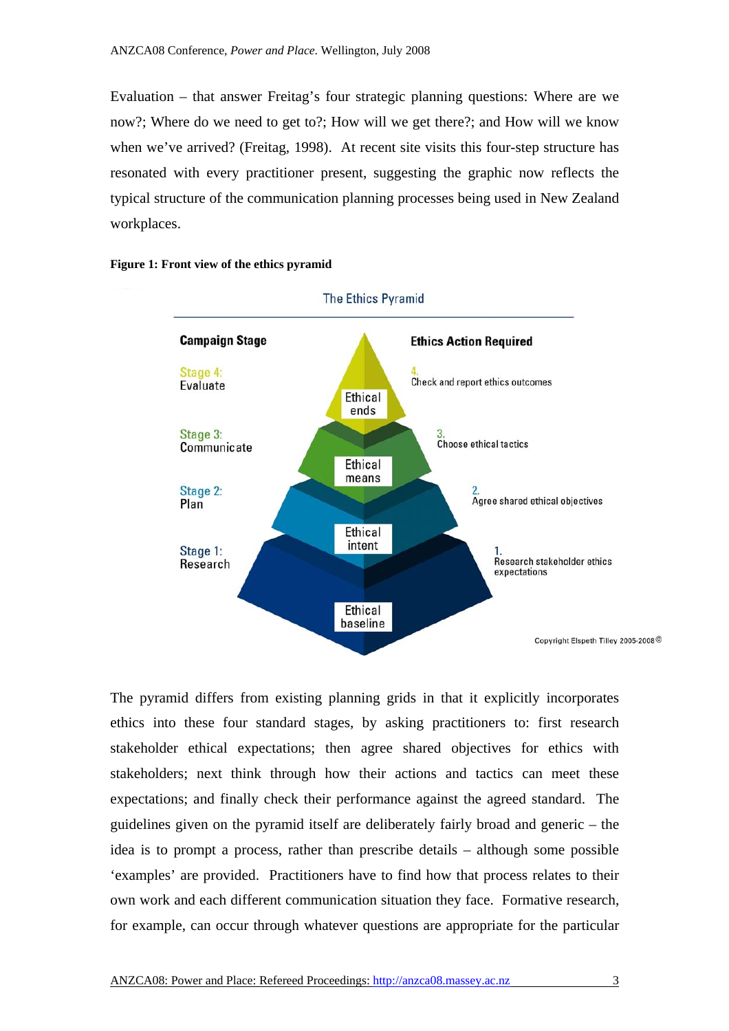Evaluation – that answer Freitag's four strategic planning questions: Where are we now?; Where do we need to get to?; How will we get there?; and How will we know when we've arrived? (Freitag, 1998). At recent site visits this four-step structure has resonated with every practitioner present, suggesting the graphic now reflects the typical structure of the communication planning processes being used in New Zealand workplaces.

**Figure 1: Front view of the ethics pyramid**

The Ethics Pyramid

Campaign Stage

Stage 4: Evaluate

Stage 3: Communicate

Stage 2: Plan

Stage 1: Research

Ethical ends

Ethical means

Ethical intent

Ethical baseline

Ethics Action Required

4. Check and report ethics outcomes

3. Choose ethical tactics

2. Agree shared ethical objectives

1. Research stakeholder ethics expectations

Copyright Elspeth Tilley 2005-2008©

The pyramid differs from existing planning grids in that it explicitly incorporates ethics into these four standard stages, by asking practitioners to: first research stakeholder ethical expectations; then agree shared objectives for ethics with stakeholders; next think through how their actions and tactics can meet these expectations; and finally check their performance against the agreed standard. The guidelines given on the pyramid itself are deliberately fairly broad and generic – the idea is to prompt a process, rather than prescribe details – although some possible 'examples' are provided. Practitioners have to find how that process relates to their own work and each different communication situation they face. Formative research, for example, can occur through whatever questions are appropriate for the particular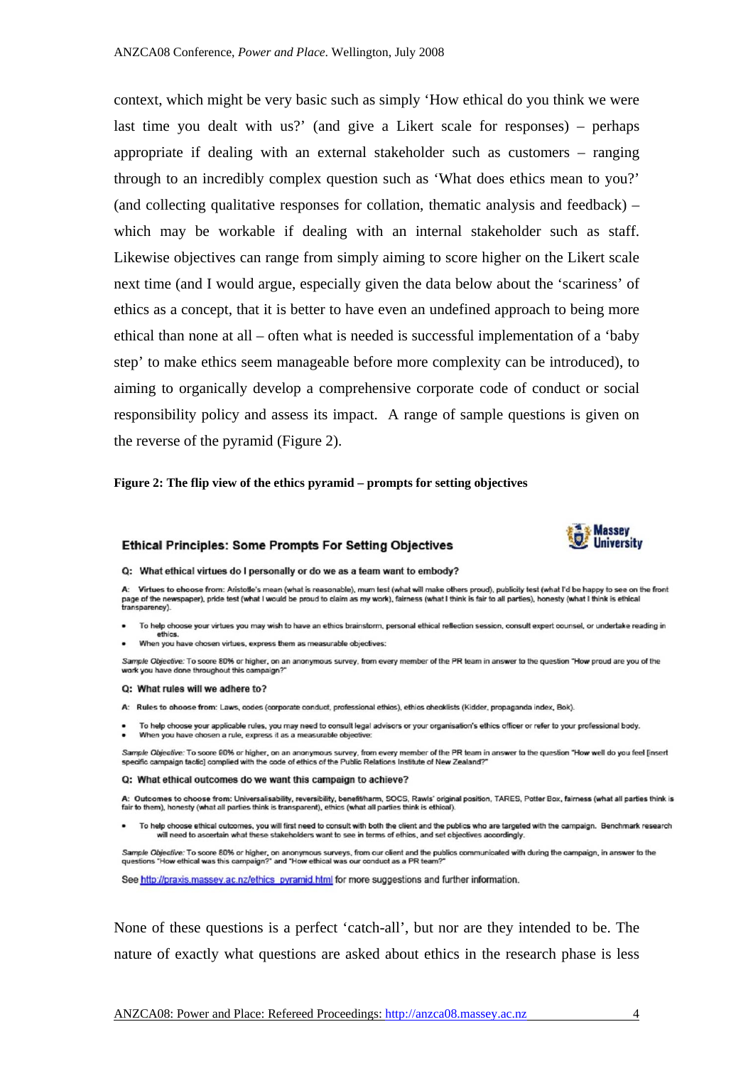context, which might be very basic such as simply 'How ethical do you think we were last time you dealt with us?' (and give a Likert scale for responses) – perhaps appropriate if dealing with an external stakeholder such as customers – ranging through to an incredibly complex question such as 'What does ethics mean to you?' (and collecting qualitative responses for collation, thematic analysis and feedback) – which may be workable if dealing with an internal stakeholder such as staff. Likewise objectives can range from simply aiming to score higher on the Likert scale next time (and I would argue, especially given the data below about the 'scariness' of ethics as a concept, that it is better to have even an undefined approach to being more ethical than none at all – often what is needed is successful implementation of a 'baby step' to make ethics seem manageable before more complexity can be introduced), to aiming to organically develop a comprehensive corporate code of conduct or social responsibility policy and assess its impact. A range of sample questions is given on the reverse of the pyramid (Figure 2).

**Figure 2: The flip view of the ethics pyramid – prompts for setting objectives**

### Ethical Principles: Some Prompts For Setting Objectives

Massey University

**Q: What ethical virtues do I personally or do we as a team want to embody?**

**A: Virtues to choose from:** Aristotle's mean (what is reasonable), mum test (what will make others proud), publicity test (what I'd be happy to see on the front page of the newspaper), pride test (what I would be proud to claim as my work), fairness (what I think is fair to all parties), honesty (what I think is ethical transparency).

- To help choose your virtues you may wish to have an ethics brainstorm, personal ethical reflection session, consult expert counsel, or undertake reading in ethics.
- When you have chosen virtues, express them as measurable objectives:

*Sample Objective:* To score 80% or higher, on an anonymous survey, from every member of the PR team in answer to the question "How proud are you of the work you have done throughout this campaign?"

**Q: What rules will we adhere to?**

**A: Rules to choose from:** Laws, codes (corporate conduct, professional ethics), ethics checklists (Kidder, propaganda index, Bok).

- To help choose your applicable rules, you may need to consult legal advisors or your organisation's ethics officer or refer to your professional body.
- When you have chosen a rule, express it as a measurable objective:

*Sample Objective:* To score 80% or higher, on an anonymous survey, from every member of the PR team in answer to the question "How well do you feel [insert specific campaign tactic] complied with the code of ethics of the Public Relations Institute of New Zealand?"

**Q: What ethical outcomes do we want this campaign to achieve?**

**A: Outcomes to choose from:** Universalisability, reversibility, benefit/harm, SOCS, Rawls' original position, TARES, Potter Box, fairness (what all parties think is fair to them), honesty (what all parties think is transparent), ethics (what all parties think is ethical).

- To help choose ethical outcomes, you will first need to consult with both the client and the publics who are targeted with the campaign. Benchmark research will need to ascertain what these stakeholders want to see in terms of ethics, and set objectives accordingly.

*Sample Objective:* To score 80% or higher, on anonymous surveys, from our client and the publics communicated with during the campaign, in answer to the questions "How ethical was this campaign?" and "How ethical was our conduct as a PR team?"

See http://praxis.massey.ac.nz/ethics_pyramid.html for more suggestions and further information.

None of these questions is a perfect 'catch-all', but nor are they intended to be. The nature of exactly what questions are asked about ethics in the research phase is less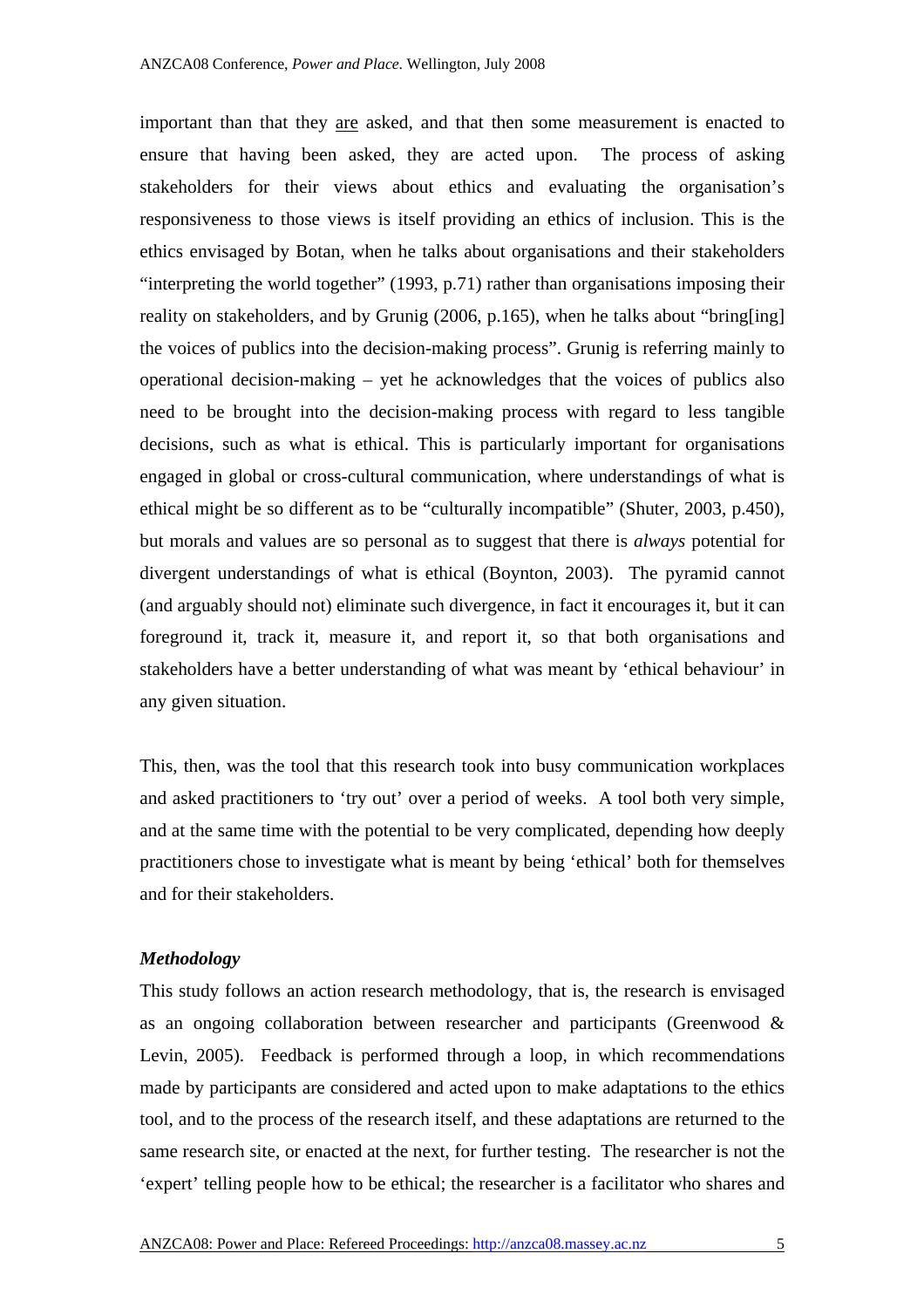important than that they <u>are</u> asked, and that then some measurement is enacted to ensure that having been asked, they are acted upon. The process of asking stakeholders for their views about ethics and evaluating the organisation's responsiveness to those views is itself providing an ethics of inclusion. This is the ethics envisaged by Botan, when he talks about organisations and their stakeholders "interpreting the world together" (1993, p.71) rather than organisations imposing their reality on stakeholders, and by Grunig (2006, p.165), when he talks about "bring[ing] the voices of publics into the decision-making process". Grunig is referring mainly to operational decision-making – yet he acknowledges that the voices of publics also need to be brought into the decision-making process with regard to less tangible decisions, such as what is ethical. This is particularly important for organisations engaged in global or cross-cultural communication, where understandings of what is ethical might be so different as to be "culturally incompatible" (Shuter, 2003, p.450), but morals and values are so personal as to suggest that there is *always* potential for divergent understandings of what is ethical (Boynton, 2003). The pyramid cannot (and arguably should not) eliminate such divergence, in fact it encourages it, but it can foreground it, track it, measure it, and report it, so that both organisations and stakeholders have a better understanding of what was meant by 'ethical behaviour' in any given situation.

This, then, was the tool that this research took into busy communication workplaces and asked practitioners to 'try out' over a period of weeks. A tool both very simple, and at the same time with the potential to be very complicated, depending how deeply practitioners chose to investigate what is meant by being 'ethical' both for themselves and for their stakeholders.

### *Methodology*

This study follows an action research methodology, that is, the research is envisaged as an ongoing collaboration between researcher and participants (Greenwood & Levin, 2005). Feedback is performed through a loop, in which recommendations made by participants are considered and acted upon to make adaptations to the ethics tool, and to the process of the research itself, and these adaptations are returned to the same research site, or enacted at the next, for further testing. The researcher is not the 'expert' telling people how to be ethical; the researcher is a facilitator who shares and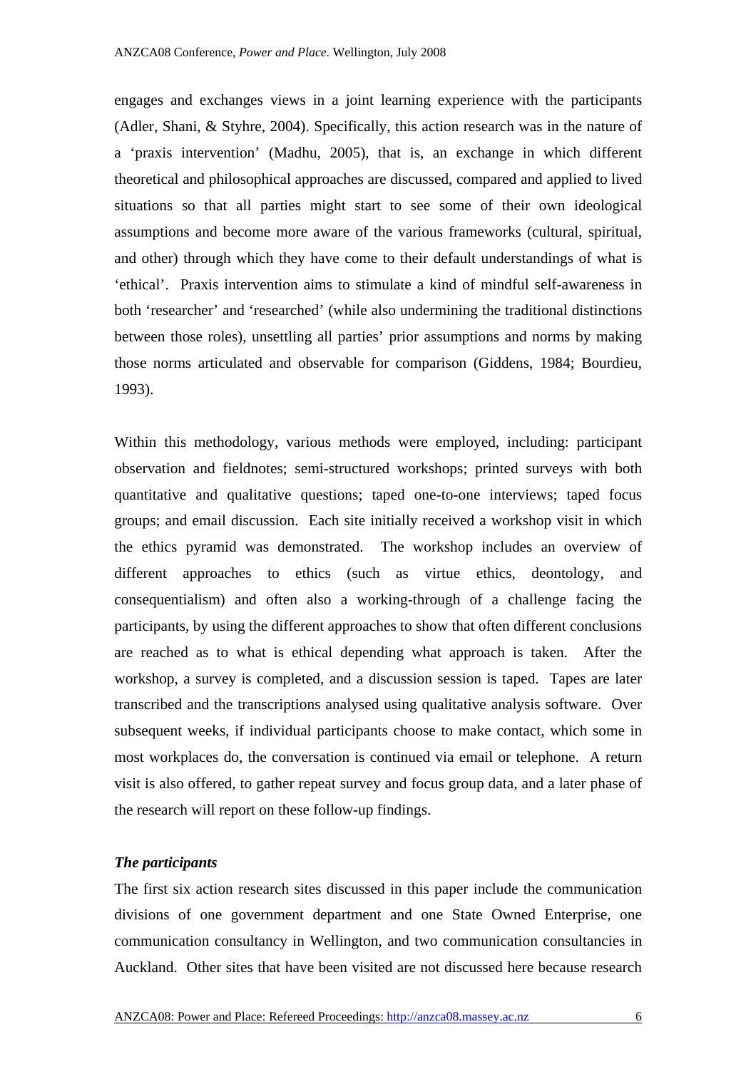engages and exchanges views in a joint learning experience with the participants (Adler, Shani, & Styhre, 2004). Specifically, this action research was in the nature of a 'praxis intervention' (Madhu, 2005), that is, an exchange in which different theoretical and philosophical approaches are discussed, compared and applied to lived situations so that all parties might start to see some of their own ideological assumptions and become more aware of the various frameworks (cultural, spiritual, and other) through which they have come to their default understandings of what is 'ethical'. Praxis intervention aims to stimulate a kind of mindful self-awareness in both 'researcher' and 'researched' (while also undermining the traditional distinctions between those roles), unsettling all parties' prior assumptions and norms by making those norms articulated and observable for comparison (Giddens, 1984; Bourdieu, 1993).

Within this methodology, various methods were employed, including: participant observation and fieldnotes; semi-structured workshops; printed surveys with both quantitative and qualitative questions; taped one-to-one interviews; taped focus groups; and email discussion. Each site initially received a workshop visit in which the ethics pyramid was demonstrated. The workshop includes an overview of different approaches to ethics (such as virtue ethics, deontology, and consequentialism) and often also a working-through of a challenge facing the participants, by using the different approaches to show that often different conclusions are reached as to what is ethical depending what approach is taken. After the workshop, a survey is completed, and a discussion session is taped. Tapes are later transcribed and the transcriptions analysed using qualitative analysis software. Over subsequent weeks, if individual participants choose to make contact, which some in most workplaces do, the conversation is continued via email or telephone. A return visit is also offered, to gather repeat survey and focus group data, and a later phase of the research will report on these follow-up findings.

### *The participants*

The first six action research sites discussed in this paper include the communication divisions of one government department and one State Owned Enterprise, one communication consultancy in Wellington, and two communication consultancies in Auckland. Other sites that have been visited are not discussed here because research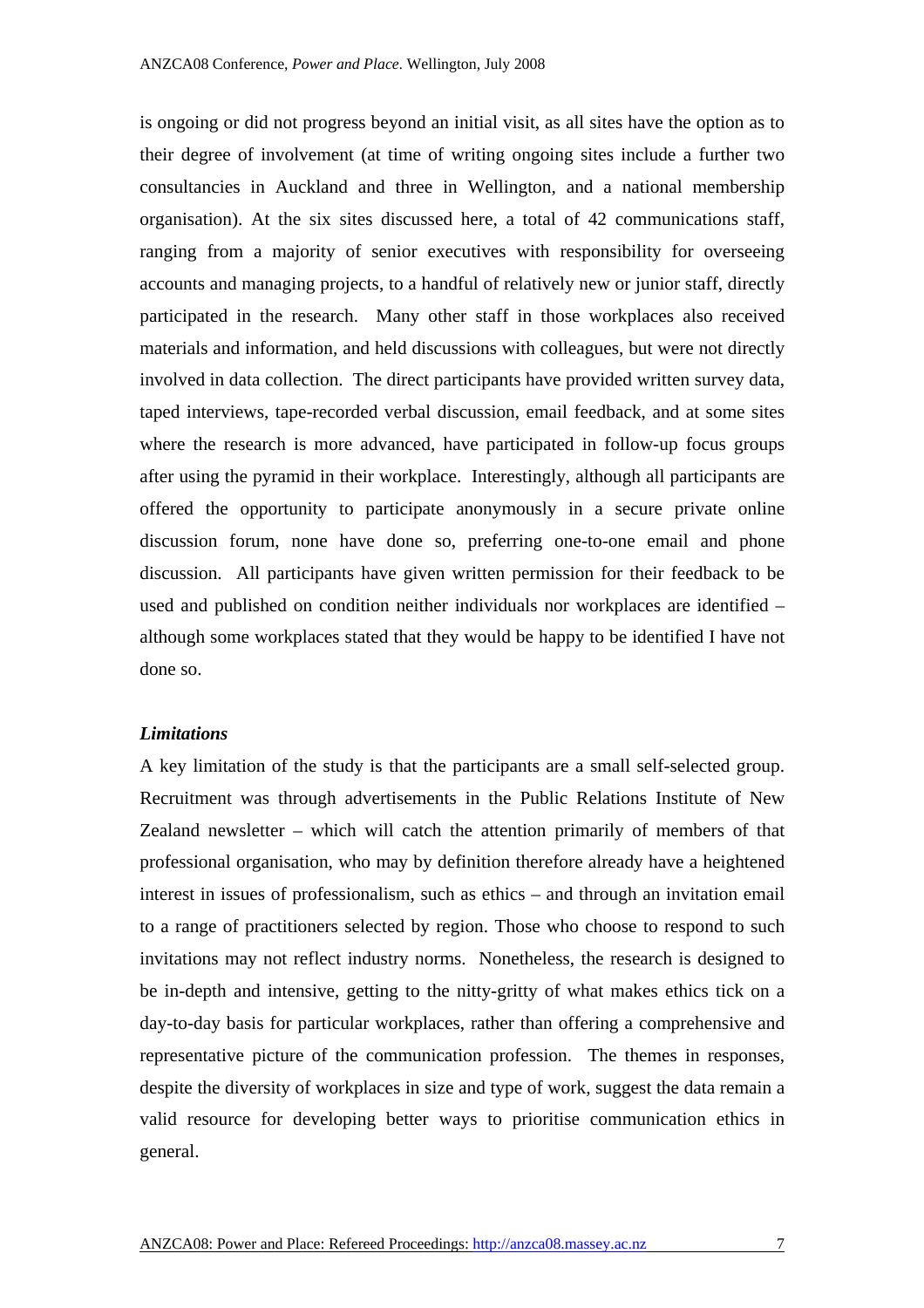is ongoing or did not progress beyond an initial visit, as all sites have the option as to their degree of involvement (at time of writing ongoing sites include a further two consultancies in Auckland and three in Wellington, and a national membership organisation). At the six sites discussed here, a total of 42 communications staff, ranging from a majority of senior executives with responsibility for overseeing accounts and managing projects, to a handful of relatively new or junior staff, directly participated in the research. Many other staff in those workplaces also received materials and information, and held discussions with colleagues, but were not directly involved in data collection. The direct participants have provided written survey data, taped interviews, tape-recorded verbal discussion, email feedback, and at some sites where the research is more advanced, have participated in follow-up focus groups after using the pyramid in their workplace. Interestingly, although all participants are offered the opportunity to participate anonymously in a secure private online discussion forum, none have done so, preferring one-to-one email and phone discussion. All participants have given written permission for their feedback to be used and published on condition neither individuals nor workplaces are identified – although some workplaces stated that they would be happy to be identified I have not done so.

### *Limitations*

A key limitation of the study is that the participants are a small self-selected group. Recruitment was through advertisements in the Public Relations Institute of New Zealand newsletter – which will catch the attention primarily of members of that professional organisation, who may by definition therefore already have a heightened interest in issues of professionalism, such as ethics – and through an invitation email to a range of practitioners selected by region. Those who choose to respond to such invitations may not reflect industry norms. Nonetheless, the research is designed to be in-depth and intensive, getting to the nitty-gritty of what makes ethics tick on a day-to-day basis for particular workplaces, rather than offering a comprehensive and representative picture of the communication profession. The themes in responses, despite the diversity of workplaces in size and type of work, suggest the data remain a valid resource for developing better ways to prioritise communication ethics in general.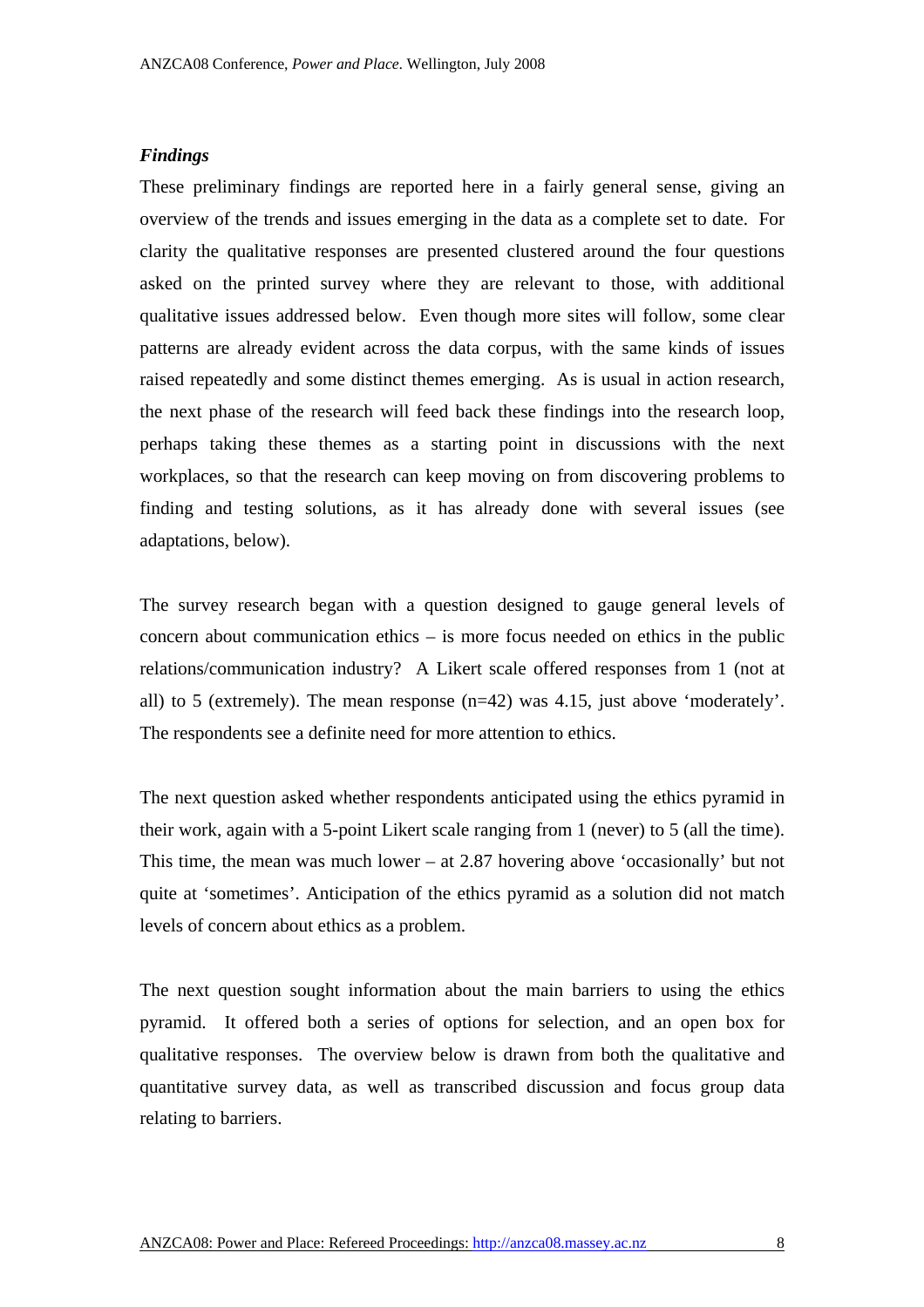### *Findings*

These preliminary findings are reported here in a fairly general sense, giving an overview of the trends and issues emerging in the data as a complete set to date. For clarity the qualitative responses are presented clustered around the four questions asked on the printed survey where they are relevant to those, with additional qualitative issues addressed below. Even though more sites will follow, some clear patterns are already evident across the data corpus, with the same kinds of issues raised repeatedly and some distinct themes emerging. As is usual in action research, the next phase of the research will feed back these findings into the research loop, perhaps taking these themes as a starting point in discussions with the next workplaces, so that the research can keep moving on from discovering problems to finding and testing solutions, as it has already done with several issues (see adaptations, below).

The survey research began with a question designed to gauge general levels of concern about communication ethics – is more focus needed on ethics in the public relations/communication industry? A Likert scale offered responses from 1 (not at all) to 5 (extremely). The mean response (n=42) was 4.15, just above 'moderately'. The respondents see a definite need for more attention to ethics.

The next question asked whether respondents anticipated using the ethics pyramid in their work, again with a 5-point Likert scale ranging from 1 (never) to 5 (all the time). This time, the mean was much lower – at 2.87 hovering above 'occasionally' but not quite at 'sometimes'. Anticipation of the ethics pyramid as a solution did not match levels of concern about ethics as a problem.

The next question sought information about the main barriers to using the ethics pyramid. It offered both a series of options for selection, and an open box for qualitative responses. The overview below is drawn from both the qualitative and quantitative survey data, as well as transcribed discussion and focus group data relating to barriers.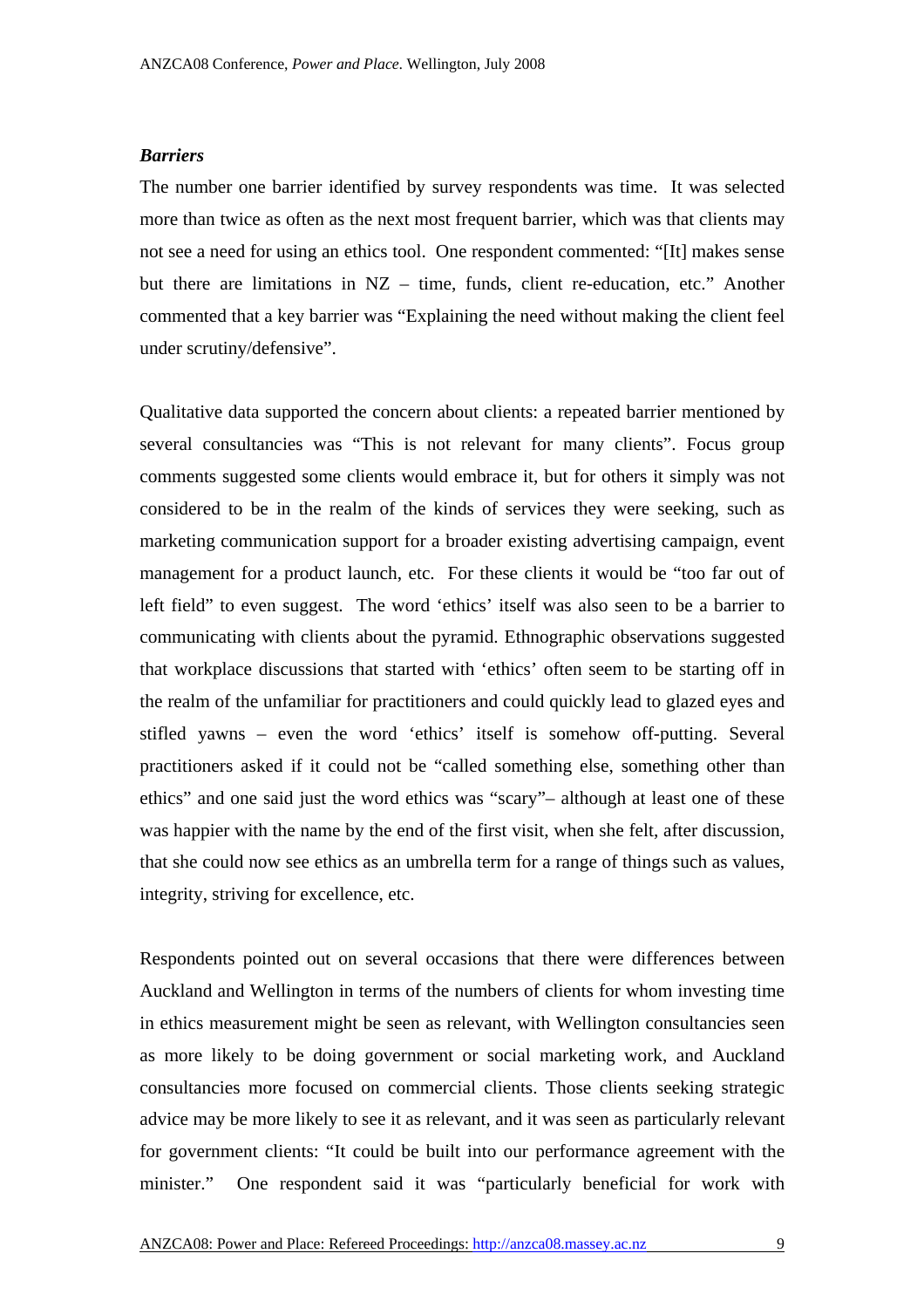***Barriers***

The number one barrier identified by survey respondents was time. It was selected more than twice as often as the next most frequent barrier, which was that clients may not see a need for using an ethics tool. One respondent commented: "[It] makes sense but there are limitations in NZ – time, funds, client re-education, etc." Another commented that a key barrier was "Explaining the need without making the client feel under scrutiny/defensive".

Qualitative data supported the concern about clients: a repeated barrier mentioned by several consultancies was "This is not relevant for many clients". Focus group comments suggested some clients would embrace it, but for others it simply was not considered to be in the realm of the kinds of services they were seeking, such as marketing communication support for a broader existing advertising campaign, event management for a product launch, etc. For these clients it would be "too far out of left field" to even suggest. The word 'ethics' itself was also seen to be a barrier to communicating with clients about the pyramid. Ethnographic observations suggested that workplace discussions that started with 'ethics' often seem to be starting off in the realm of the unfamiliar for practitioners and could quickly lead to glazed eyes and stifled yawns – even the word 'ethics' itself is somehow off-putting. Several practitioners asked if it could not be "called something else, something other than ethics" and one said just the word ethics was "scary"– although at least one of these was happier with the name by the end of the first visit, when she felt, after discussion, that she could now see ethics as an umbrella term for a range of things such as values, integrity, striving for excellence, etc.

Respondents pointed out on several occasions that there were differences between Auckland and Wellington in terms of the numbers of clients for whom investing time in ethics measurement might be seen as relevant, with Wellington consultancies seen as more likely to be doing government or social marketing work, and Auckland consultancies more focused on commercial clients. Those clients seeking strategic advice may be more likely to see it as relevant, and it was seen as particularly relevant for government clients: "It could be built into our performance agreement with the minister." One respondent said it was "particularly beneficial for work with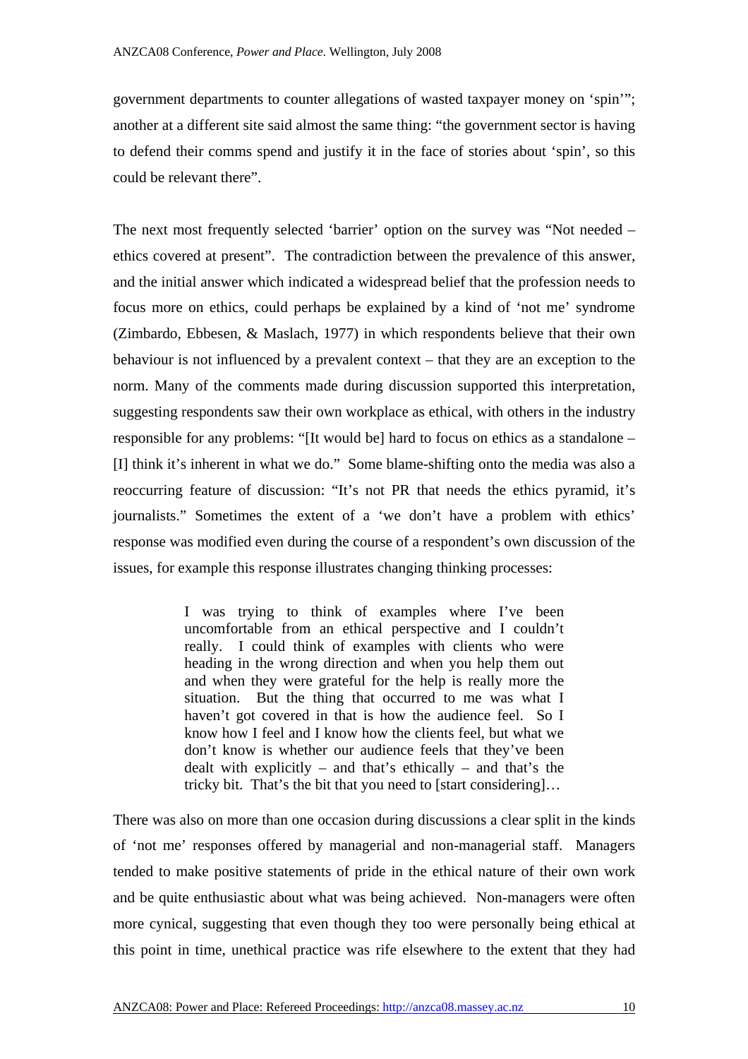government departments to counter allegations of wasted taxpayer money on 'spin'"; another at a different site said almost the same thing: "the government sector is having to defend their comms spend and justify it in the face of stories about 'spin', so this could be relevant there".

The next most frequently selected 'barrier' option on the survey was "Not needed – ethics covered at present". The contradiction between the prevalence of this answer, and the initial answer which indicated a widespread belief that the profession needs to focus more on ethics, could perhaps be explained by a kind of 'not me' syndrome (Zimbardo, Ebbesen, & Maslach, 1977) in which respondents believe that their own behaviour is not influenced by a prevalent context – that they are an exception to the norm. Many of the comments made during discussion supported this interpretation, suggesting respondents saw their own workplace as ethical, with others in the industry responsible for any problems: "[It would be] hard to focus on ethics as a standalone – [I] think it's inherent in what we do." Some blame-shifting onto the media was also a reoccurring feature of discussion: "It's not PR that needs the ethics pyramid, it's journalists." Sometimes the extent of a 'we don't have a problem with ethics' response was modified even during the course of a respondent's own discussion of the issues, for example this response illustrates changing thinking processes:

> I was trying to think of examples where I've been uncomfortable from an ethical perspective and I couldn't really. I could think of examples with clients who were heading in the wrong direction and when you help them out and when they were grateful for the help is really more the situation. But the thing that occurred to me was what I haven't got covered in that is how the audience feel. So I know how I feel and I know how the clients feel, but what we don't know is whether our audience feels that they've been dealt with explicitly – and that's ethically – and that's the tricky bit. That's the bit that you need to [start considering]…

There was also on more than one occasion during discussions a clear split in the kinds of 'not me' responses offered by managerial and non-managerial staff. Managers tended to make positive statements of pride in the ethical nature of their own work and be quite enthusiastic about what was being achieved. Non-managers were often more cynical, suggesting that even though they too were personally being ethical at this point in time, unethical practice was rife elsewhere to the extent that they had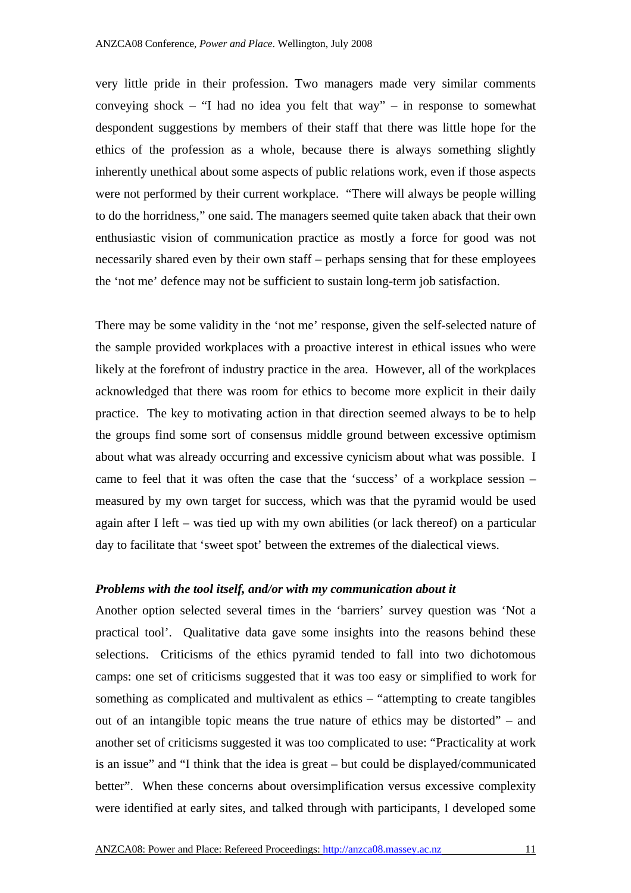very little pride in their profession. Two managers made very similar comments conveying shock – "I had no idea you felt that way" – in response to somewhat despondent suggestions by members of their staff that there was little hope for the ethics of the profession as a whole, because there is always something slightly inherently unethical about some aspects of public relations work, even if those aspects were not performed by their current workplace. "There will always be people willing to do the horridness," one said. The managers seemed quite taken aback that their own enthusiastic vision of communication practice as mostly a force for good was not necessarily shared even by their own staff – perhaps sensing that for these employees the 'not me' defence may not be sufficient to sustain long-term job satisfaction.

There may be some validity in the 'not me' response, given the self-selected nature of the sample provided workplaces with a proactive interest in ethical issues who were likely at the forefront of industry practice in the area. However, all of the workplaces acknowledged that there was room for ethics to become more explicit in their daily practice. The key to motivating action in that direction seemed always to be to help the groups find some sort of consensus middle ground between excessive optimism about what was already occurring and excessive cynicism about what was possible. I came to feel that it was often the case that the 'success' of a workplace session – measured by my own target for success, which was that the pyramid would be used again after I left – was tied up with my own abilities (or lack thereof) on a particular day to facilitate that 'sweet spot' between the extremes of the dialectical views.

***Problems with the tool itself, and/or with my communication about it***

Another option selected several times in the 'barriers' survey question was 'Not a practical tool'. Qualitative data gave some insights into the reasons behind these selections. Criticisms of the ethics pyramid tended to fall into two dichotomous camps: one set of criticisms suggested that it was too easy or simplified to work for something as complicated and multivalent as ethics – "attempting to create tangibles out of an intangible topic means the true nature of ethics may be distorted" – and another set of criticisms suggested it was too complicated to use: "Practicality at work is an issue" and "I think that the idea is great – but could be displayed/communicated better". When these concerns about oversimplification versus excessive complexity were identified at early sites, and talked through with participants, I developed some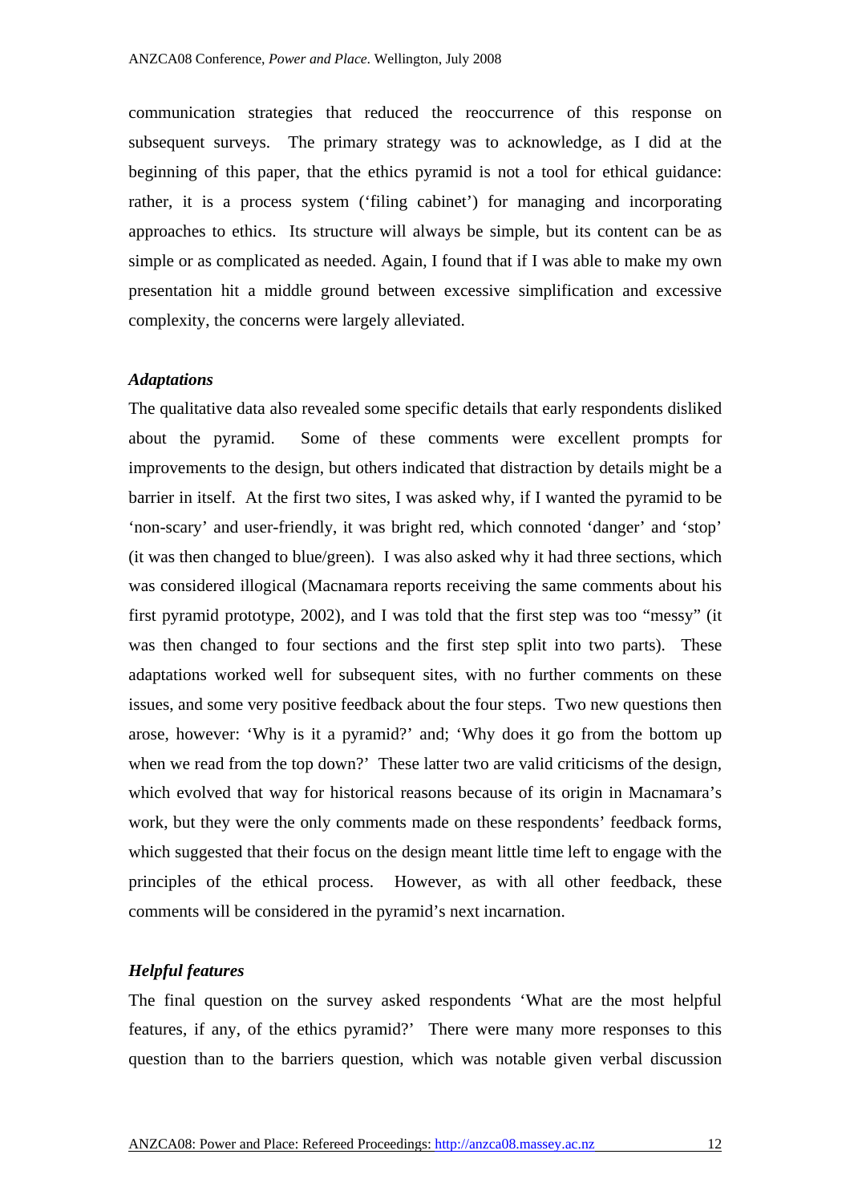communication strategies that reduced the reoccurrence of this response on subsequent surveys. The primary strategy was to acknowledge, as I did at the beginning of this paper, that the ethics pyramid is not a tool for ethical guidance: rather, it is a process system ('filing cabinet') for managing and incorporating approaches to ethics. Its structure will always be simple, but its content can be as simple or as complicated as needed. Again, I found that if I was able to make my own presentation hit a middle ground between excessive simplification and excessive complexity, the concerns were largely alleviated.

### *Adaptations*

The qualitative data also revealed some specific details that early respondents disliked about the pyramid. Some of these comments were excellent prompts for improvements to the design, but others indicated that distraction by details might be a barrier in itself. At the first two sites, I was asked why, if I wanted the pyramid to be 'non-scary' and user-friendly, it was bright red, which connoted 'danger' and 'stop' (it was then changed to blue/green). I was also asked why it had three sections, which was considered illogical (Macnamara reports receiving the same comments about his first pyramid prototype, 2002), and I was told that the first step was too "messy" (it was then changed to four sections and the first step split into two parts). These adaptations worked well for subsequent sites, with no further comments on these issues, and some very positive feedback about the four steps. Two new questions then arose, however: 'Why is it a pyramid?' and; 'Why does it go from the bottom up when we read from the top down?' These latter two are valid criticisms of the design, which evolved that way for historical reasons because of its origin in Macnamara's work, but they were the only comments made on these respondents' feedback forms, which suggested that their focus on the design meant little time left to engage with the principles of the ethical process. However, as with all other feedback, these comments will be considered in the pyramid's next incarnation.

### *Helpful features*

The final question on the survey asked respondents 'What are the most helpful features, if any, of the ethics pyramid?' There were many more responses to this question than to the barriers question, which was notable given verbal discussion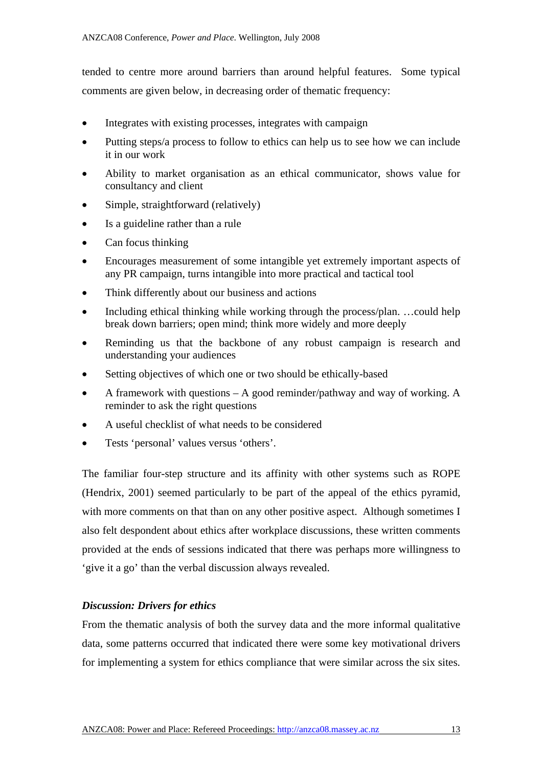tended to centre more around barriers than around helpful features. Some typical comments are given below, in decreasing order of thematic frequency:

- Integrates with existing processes, integrates with campaign
- Putting steps/a process to follow to ethics can help us to see how we can include it in our work
- Ability to market organisation as an ethical communicator, shows value for consultancy and client
- Simple, straightforward (relatively)
- Is a guideline rather than a rule
- Can focus thinking
- Encourages measurement of some intangible yet extremely important aspects of any PR campaign, turns intangible into more practical and tactical tool
- Think differently about our business and actions
- Including ethical thinking while working through the process/plan. …could help break down barriers; open mind; think more widely and more deeply
- Reminding us that the backbone of any robust campaign is research and understanding your audiences
- Setting objectives of which one or two should be ethically-based
- A framework with questions – A good reminder/pathway and way of working. A reminder to ask the right questions
- A useful checklist of what needs to be considered
- Tests 'personal' values versus 'others'.

The familiar four-step structure and its affinity with other systems such as ROPE (Hendrix, 2001) seemed particularly to be part of the appeal of the ethics pyramid, with more comments on that than on any other positive aspect. Although sometimes I also felt despondent about ethics after workplace discussions, these written comments provided at the ends of sessions indicated that there was perhaps more willingness to 'give it a go' than the verbal discussion always revealed.

### *Discussion: Drivers for ethics*

From the thematic analysis of both the survey data and the more informal qualitative data, some patterns occurred that indicated there were some key motivational drivers for implementing a system for ethics compliance that were similar across the six sites.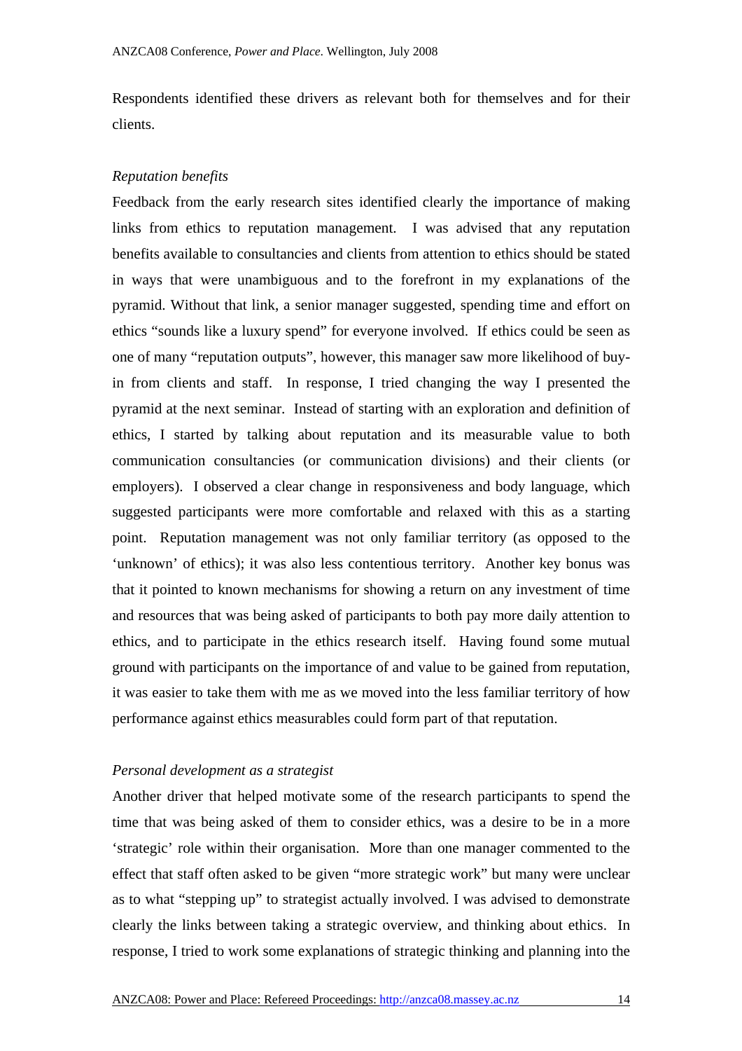Respondents identified these drivers as relevant both for themselves and for their clients.

*Reputation benefits*

Feedback from the early research sites identified clearly the importance of making links from ethics to reputation management. I was advised that any reputation benefits available to consultancies and clients from attention to ethics should be stated in ways that were unambiguous and to the forefront in my explanations of the pyramid. Without that link, a senior manager suggested, spending time and effort on ethics "sounds like a luxury spend" for everyone involved. If ethics could be seen as one of many "reputation outputs", however, this manager saw more likelihood of buy-in from clients and staff. In response, I tried changing the way I presented the pyramid at the next seminar. Instead of starting with an exploration and definition of ethics, I started by talking about reputation and its measurable value to both communication consultancies (or communication divisions) and their clients (or employers). I observed a clear change in responsiveness and body language, which suggested participants were more comfortable and relaxed with this as a starting point. Reputation management was not only familiar territory (as opposed to the 'unknown' of ethics); it was also less contentious territory. Another key bonus was that it pointed to known mechanisms for showing a return on any investment of time and resources that was being asked of participants to both pay more daily attention to ethics, and to participate in the ethics research itself. Having found some mutual ground with participants on the importance of and value to be gained from reputation, it was easier to take them with me as we moved into the less familiar territory of how performance against ethics measurables could form part of that reputation.

*Personal development as a strategist*

Another driver that helped motivate some of the research participants to spend the time that was being asked of them to consider ethics, was a desire to be in a more 'strategic' role within their organisation. More than one manager commented to the effect that staff often asked to be given "more strategic work" but many were unclear as to what "stepping up" to strategist actually involved. I was advised to demonstrate clearly the links between taking a strategic overview, and thinking about ethics. In response, I tried to work some explanations of strategic thinking and planning into the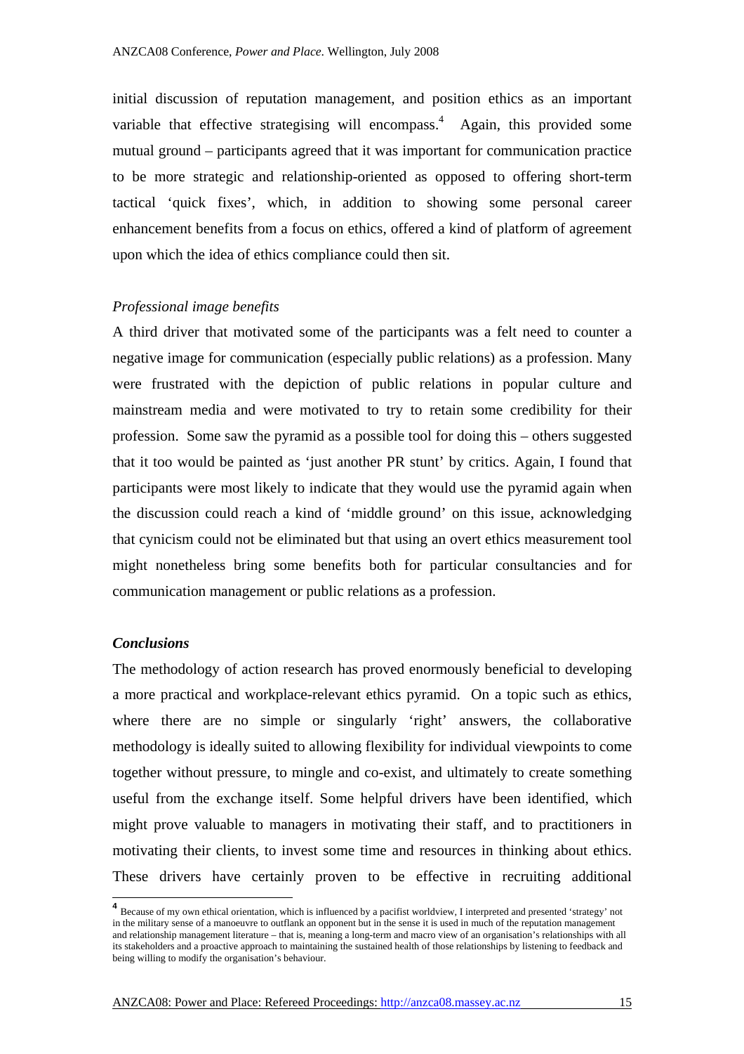initial discussion of reputation management, and position ethics as an important variable that effective strategising will encompass.[4] Again, this provided some mutual ground – participants agreed that it was important for communication practice to be more strategic and relationship-oriented as opposed to offering short-term tactical 'quick fixes', which, in addition to showing some personal career enhancement benefits from a focus on ethics, offered a kind of platform of agreement upon which the idea of ethics compliance could then sit.

*Professional image benefits*

A third driver that motivated some of the participants was a felt need to counter a negative image for communication (especially public relations) as a profession. Many were frustrated with the depiction of public relations in popular culture and mainstream media and were motivated to try to retain some credibility for their profession. Some saw the pyramid as a possible tool for doing this – others suggested that it too would be painted as 'just another PR stunt' by critics. Again, I found that participants were most likely to indicate that they would use the pyramid again when the discussion could reach a kind of 'middle ground' on this issue, acknowledging that cynicism could not be eliminated but that using an overt ethics measurement tool might nonetheless bring some benefits both for particular consultancies and for communication management or public relations as a profession.

***Conclusions***

The methodology of action research has proved enormously beneficial to developing a more practical and workplace-relevant ethics pyramid. On a topic such as ethics, where there are no simple or singularly 'right' answers, the collaborative methodology is ideally suited to allowing flexibility for individual viewpoints to come together without pressure, to mingle and co-exist, and ultimately to create something useful from the exchange itself. Some helpful drivers have been identified, which might prove valuable to managers in motivating their staff, and to practitioners in motivating their clients, to invest some time and resources in thinking about ethics. These drivers have certainly proven to be effective in recruiting additional

---

[4] Because of my own ethical orientation, which is influenced by a pacifist worldview, I interpreted and presented 'strategy' not in the military sense of a manoeuvre to outflank an opponent but in the sense it is used in much of the reputation management and relationship management literature – that is, meaning a long-term and macro view of an organisation's relationships with all its stakeholders and a proactive approach to maintaining the sustained health of those relationships by listening to feedback and being willing to modify the organisation's behaviour.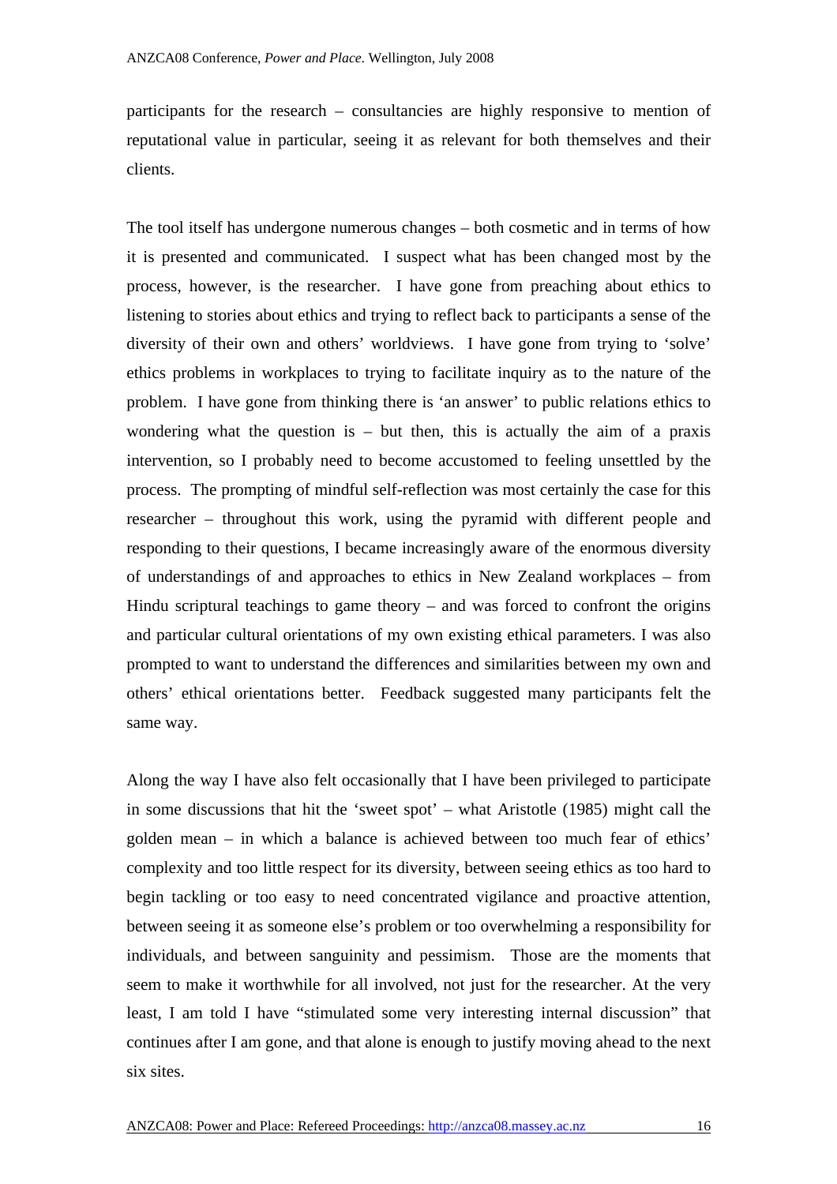participants for the research – consultancies are highly responsive to mention of reputational value in particular, seeing it as relevant for both themselves and their clients.

The tool itself has undergone numerous changes – both cosmetic and in terms of how it is presented and communicated. I suspect what has been changed most by the process, however, is the researcher. I have gone from preaching about ethics to listening to stories about ethics and trying to reflect back to participants a sense of the diversity of their own and others' worldviews. I have gone from trying to 'solve' ethics problems in workplaces to trying to facilitate inquiry as to the nature of the problem. I have gone from thinking there is 'an answer' to public relations ethics to wondering what the question is – but then, this is actually the aim of a praxis intervention, so I probably need to become accustomed to feeling unsettled by the process. The prompting of mindful self-reflection was most certainly the case for this researcher – throughout this work, using the pyramid with different people and responding to their questions, I became increasingly aware of the enormous diversity of understandings of and approaches to ethics in New Zealand workplaces – from Hindu scriptural teachings to game theory – and was forced to confront the origins and particular cultural orientations of my own existing ethical parameters. I was also prompted to want to understand the differences and similarities between my own and others' ethical orientations better. Feedback suggested many participants felt the same way.

Along the way I have also felt occasionally that I have been privileged to participate in some discussions that hit the 'sweet spot' – what Aristotle (1985) might call the golden mean – in which a balance is achieved between too much fear of ethics' complexity and too little respect for its diversity, between seeing ethics as too hard to begin tackling or too easy to need concentrated vigilance and proactive attention, between seeing it as someone else's problem or too overwhelming a responsibility for individuals, and between sanguinity and pessimism. Those are the moments that seem to make it worthwhile for all involved, not just for the researcher. At the very least, I am told I have "stimulated some very interesting internal discussion" that continues after I am gone, and that alone is enough to justify moving ahead to the next six sites.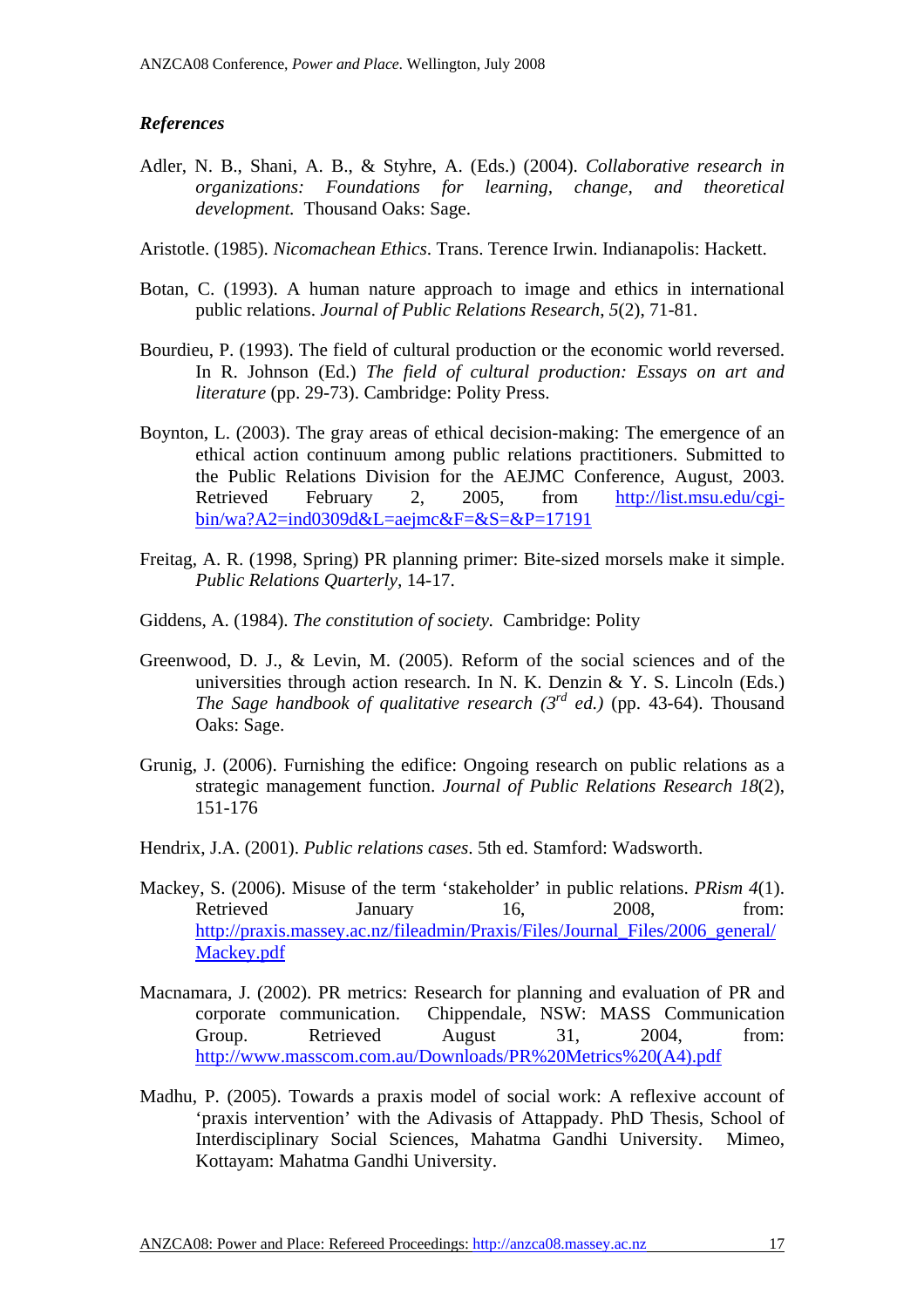### *References*

Adler, N. B., Shani, A. B., & Styhre, A. (Eds.) (2004). *Collaborative research in organizations: Foundations for learning, change, and theoretical development.* Thousand Oaks: Sage.

Aristotle. (1985). *Nicomachean Ethics*. Trans. Terence Irwin. Indianapolis: Hackett.

Botan, C. (1993). A human nature approach to image and ethics in international public relations. *Journal of Public Relations Research*, *5*(2), 71-81.

Bourdieu, P. (1993). The field of cultural production or the economic world reversed. In R. Johnson (Ed.) *The field of cultural production: Essays on art and literature* (pp. 29-73). Cambridge: Polity Press.

Boynton, L. (2003). The gray areas of ethical decision-making: The emergence of an ethical action continuum among public relations practitioners. Submitted to the Public Relations Division for the AEJMC Conference, August, 2003. Retrieved February 2, 2005, from http://list.msu.edu/cgi-bin/wa?A2=ind0309d&L=aejmc&F=&S=&P=17191

Freitag, A. R. (1998, Spring) PR planning primer: Bite-sized morsels make it simple. *Public Relations Quarterly*, 14-17.

Giddens, A. (1984). *The constitution of society.* Cambridge: Polity

Greenwood, D. J., & Levin, M. (2005). Reform of the social sciences and of the universities through action research. In N. K. Denzin & Y. S. Lincoln (Eds.) *The Sage handbook of qualitative research (3rd ed.)* (pp. 43-64). Thousand Oaks: Sage.

Grunig, J. (2006). Furnishing the edifice: Ongoing research on public relations as a strategic management function. *Journal of Public Relations Research 18*(2), 151-176

Hendrix, J.A. (2001). *Public relations cases*. 5th ed. Stamford: Wadsworth.

Mackey, S. (2006). Misuse of the term 'stakeholder' in public relations. *PRism 4*(1). Retrieved January 16, 2008, from: http://praxis.massey.ac.nz/fileadmin/Praxis/Files/Journal_Files/2006_general/Mackey.pdf

Macnamara, J. (2002). PR metrics: Research for planning and evaluation of PR and corporate communication. Chippendale, NSW: MASS Communication Group. Retrieved August 31, 2004, from: http://www.masscom.com.au/Downloads/PR%20Metrics%20(A4).pdf

Madhu, P. (2005). Towards a praxis model of social work: A reflexive account of 'praxis intervention' with the Adivasis of Attappady. PhD Thesis, School of Interdisciplinary Social Sciences, Mahatma Gandhi University. Mimeo, Kottayam: Mahatma Gandhi University.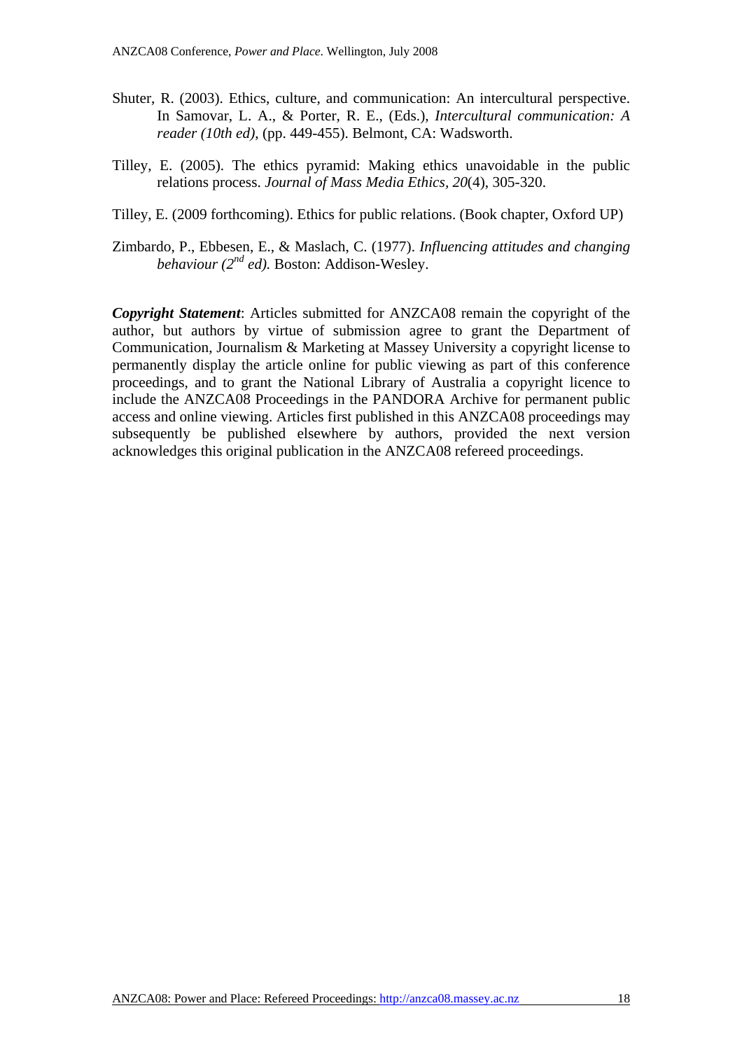Shuter, R. (2003). Ethics, culture, and communication: An intercultural perspective. In Samovar, L. A., & Porter, R. E., (Eds.), *Intercultural communication: A reader (10th ed)*, (pp. 449-455). Belmont, CA: Wadsworth.

Tilley, E. (2005). The ethics pyramid: Making ethics unavoidable in the public relations process. *Journal of Mass Media Ethics, 20*(4), 305-320.

Tilley, E. (2009 forthcoming). Ethics for public relations. (Book chapter, Oxford UP)

Zimbardo, P., Ebbesen, E., & Maslach, C. (1977). *Influencing attitudes and changing behaviour (2nd ed).* Boston: Addison-Wesley.

***Copyright Statement***: Articles submitted for ANZCA08 remain the copyright of the author, but authors by virtue of submission agree to grant the Department of Communication, Journalism & Marketing at Massey University a copyright license to permanently display the article online for public viewing as part of this conference proceedings, and to grant the National Library of Australia a copyright licence to include the ANZCA08 Proceedings in the PANDORA Archive for permanent public access and online viewing. Articles first published in this ANZCA08 proceedings may subsequently be published elsewhere by authors, provided the next version acknowledges this original publication in the ANZCA08 refereed proceedings.